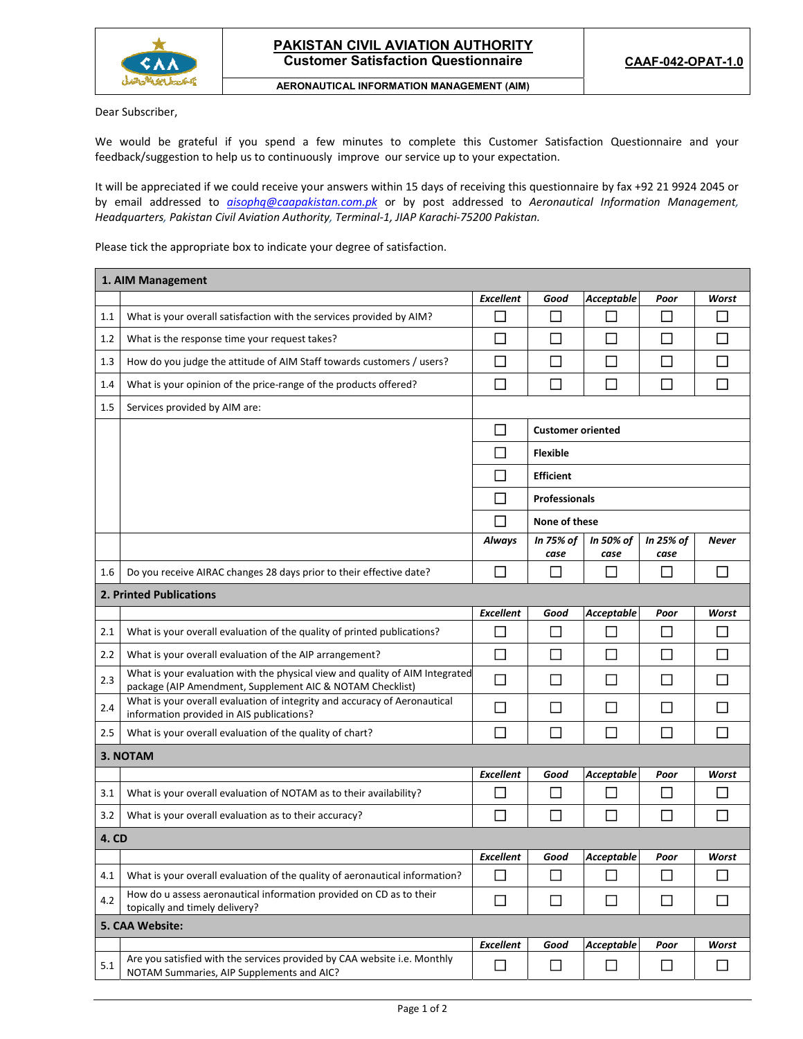# PAKISTAN CIVIL AVIATION AUTHORITY
## Customer Satisfaction Questionnaire

**AERONAUTICAL INFORMATION MANAGEMENT (AIM)**

**CAAF-042-OPAT-1.0**

Dear Subscriber,

We would be grateful if you spend a few minutes to complete this Customer Satisfaction Questionnaire and your feedback/suggestion to help us to continuously improve our service up to your expectation.

It will be appreciated if we could receive your answers within 15 days of receiving this questionnaire by fax +92 21 9924 2045 or by email addressed to *aisophq@caapakistan.com.pk* or by post addressed to *Aeronautical Information Management, Headquarters, Pakistan Civil Aviation Authority, Terminal-1, JIAP Karachi-75200 Pakistan.*

Please tick the appropriate box to indicate your degree of satisfaction.

| | **1. AIM Management** | | | | | |
|---|---|---|---|---|---|---|
| | | ***Excellent*** | ***Good*** | ***Acceptable*** | ***Poor*** | ***Worst*** |
| 1.1 | What is your overall satisfaction with the services provided by AIM? | ☐ | ☐ | ☐ | ☐ | ☐ |
| 1.2 | What is the response time your request takes? | ☐ | ☐ | ☐ | ☐ | ☐ |
| 1.3 | How do you judge the attitude of AIM Staff towards customers / users? | ☐ | ☐ | ☐ | ☐ | ☐ |
| 1.4 | What is your opinion of the price-range of the products offered? | ☐ | ☐ | ☐ | ☐ | ☐ |
| 1.5 | Services provided by AIM are: | | | | | |
| | | ☐ | **Customer oriented** | | | |
| | | ☐ | **Flexible** | | | |
| | | ☐ | **Efficient** | | | |
| | | ☐ | **Professionals** | | | |
| | | ☐ | **None of these** | | | |
| | | ***Always*** | ***In 75% of case*** | ***In 50% of case*** | ***In 25% of case*** | ***Never*** |
| 1.6 | Do you receive AIRAC changes 28 days prior to their effective date? | ☐ | ☐ | ☐ | ☐ | ☐ |
| | **2. Printed Publications** | | | | | |
| | | ***Excellent*** | ***Good*** | ***Acceptable*** | ***Poor*** | ***Worst*** |
| 2.1 | What is your overall evaluation of the quality of printed publications? | ☐ | ☐ | ☐ | ☐ | ☐ |
| 2.2 | What is your overall evaluation of the AIP arrangement? | ☐ | ☐ | ☐ | ☐ | ☐ |
| 2.3 | What is your evaluation with the physical view and quality of AIM Integrated package (AIP Amendment, Supplement AIC & NOTAM Checklist) | ☐ | ☐ | ☐ | ☐ | ☐ |
| 2.4 | What is your overall evaluation of integrity and accuracy of Aeronautical information provided in AIS publications? | ☐ | ☐ | ☐ | ☐ | ☐ |
| 2.5 | What is your overall evaluation of the quality of chart? | ☐ | ☐ | ☐ | ☐ | ☐ |
| | **3. NOTAM** | | | | | |
| | | ***Excellent*** | ***Good*** | ***Acceptable*** | ***Poor*** | ***Worst*** |
| 3.1 | What is your overall evaluation of NOTAM as to their availability? | ☐ | ☐ | ☐ | ☐ | ☐ |
| 3.2 | What is your overall evaluation as to their accuracy? | ☐ | ☐ | ☐ | ☐ | ☐ |
| | **4. CD** | | | | | |
| | | ***Excellent*** | ***Good*** | ***Acceptable*** | ***Poor*** | ***Worst*** |
| 4.1 | What is your overall evaluation of the quality of aeronautical information? | ☐ | ☐ | ☐ | ☐ | ☐ |
| 4.2 | How do u assess aeronautical information provided on CD as to their topically and timely delivery? | ☐ | ☐ | ☐ | ☐ | ☐ |
| | **5. CAA Website:** | | | | | |
| | | ***Excellent*** | ***Good*** | ***Acceptable*** | ***Poor*** | ***Worst*** |
| 5.1 | Are you satisfied with the services provided by CAA website i.e. Monthly NOTAM Summaries, AIP Supplements and AIC? | ☐ | ☐ | ☐ | ☐ | ☐ |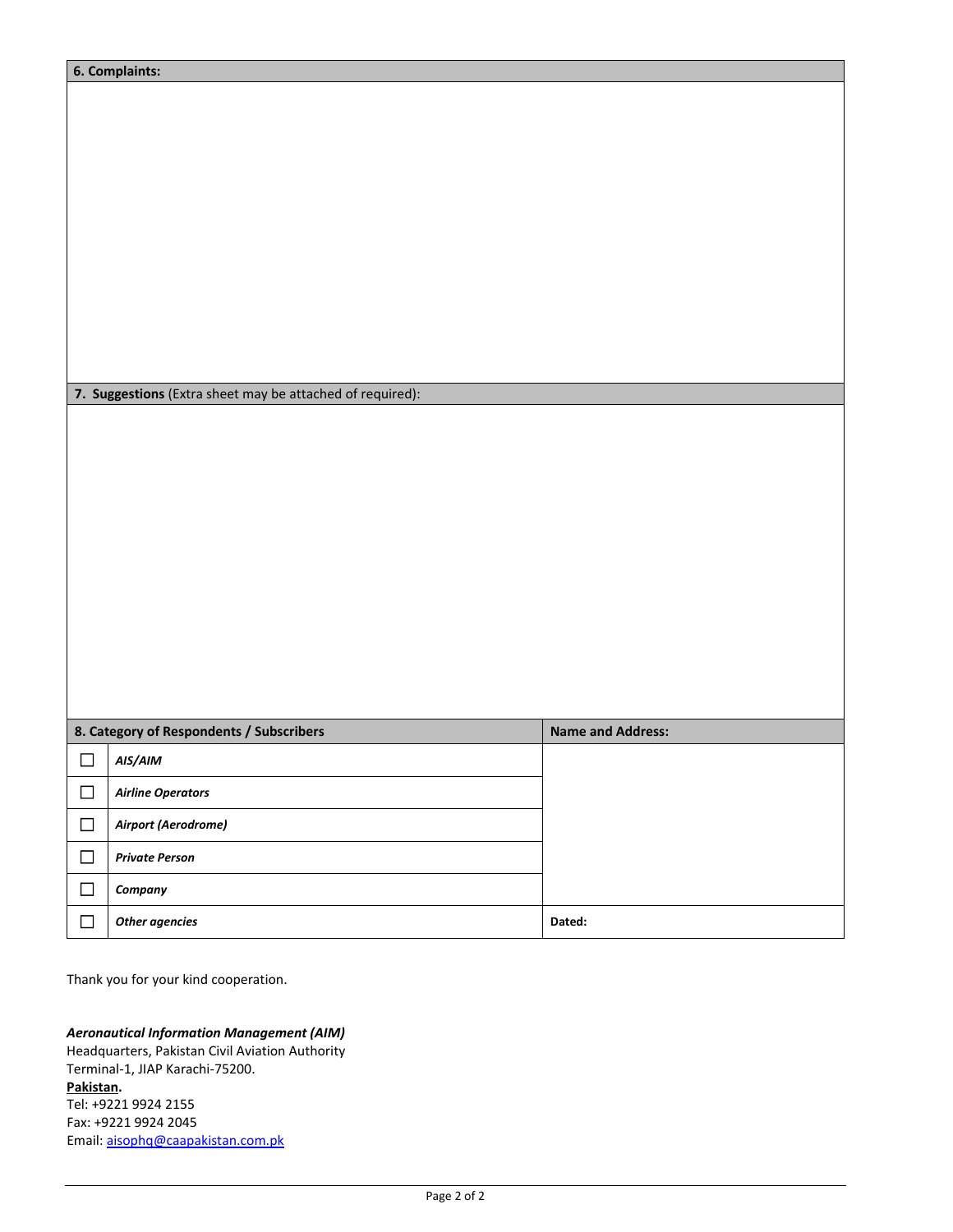**6. Complaints:**

**7. Suggestions** (Extra sheet may be attached of required):

| **8. Category of Respondents / Subscribers** | | **Name and Address:** |
|---|---|---|
| ☐ | ***AIS/AIM*** | |
| ☐ | ***Airline Operators*** | |
| ☐ | ***Airport (Aerodrome)*** | |
| ☐ | ***Private Person*** | |
| ☐ | ***Company*** | |
| ☐ | ***Other agencies*** | **Dated:** |

Thank you for your kind cooperation.

***Aeronautical Information Management (AIM)***
Headquarters, Pakistan Civil Aviation Authority
Terminal-1, JIAP Karachi-75200.
**Pakistan.**
Tel: +9221 9924 2155
Fax: +9221 9924 2045
Email: aisophq@caapakistan.com.pk